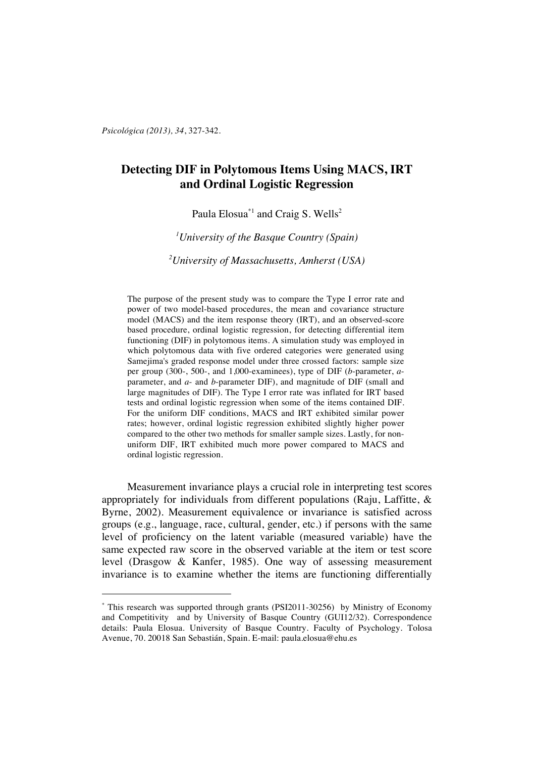# Detecting DIF in Polytomous Items Using MACS, IRT and Ordinal Logistic Regression

Paula Elosua*[1] and Craig S. Wells[2]

[1]*University of the Basque Country (Spain)*

[2]*University of Massachusetts, Amherst (USA)*

The purpose of the present study was to compare the Type I error rate and power of two model-based procedures, the mean and covariance structure model (MACS) and the item response theory (IRT), and an observed-score based procedure, ordinal logistic regression, for detecting differential item functioning (DIF) in polytomous items. A simulation study was employed in which polytomous data with five ordered categories were generated using Samejima's graded response model under three crossed factors: sample size per group (300-, 500-, and 1,000-examinees), type of DIF (*b*-parameter, *a*-parameter, and *a*- and *b*-parameter DIF), and magnitude of DIF (small and large magnitudes of DIF). The Type I error rate was inflated for IRT based tests and ordinal logistic regression when some of the items contained DIF. For the uniform DIF conditions, MACS and IRT exhibited similar power rates; however, ordinal logistic regression exhibited slightly higher power compared to the other two methods for smaller sample sizes. Lastly, for non-uniform DIF, IRT exhibited much more power compared to MACS and ordinal logistic regression.

Measurement invariance plays a crucial role in interpreting test scores appropriately for individuals from different populations (Raju, Laffitte, & Byrne, 2002). Measurement equivalence or invariance is satisfied across groups (e.g., language, race, cultural, gender, etc.) if persons with the same level of proficiency on the latent variable (measured variable) have the same expected raw score in the observed variable at the item or test score level (Drasgow & Kanfer, 1985). One way of assessing measurement invariance is to examine whether the items are functioning differentially

---

* This research was supported through grants (PSI2011-30256) by Ministry of Economy and Competitivity and by University of Basque Country (GUI12/32). Correspondence details: Paula Elosua. University of Basque Country. Faculty of Psychology. Tolosa Avenue, 70. 20018 San Sebastián, Spain. E-mail: paula.elosua@ehu.es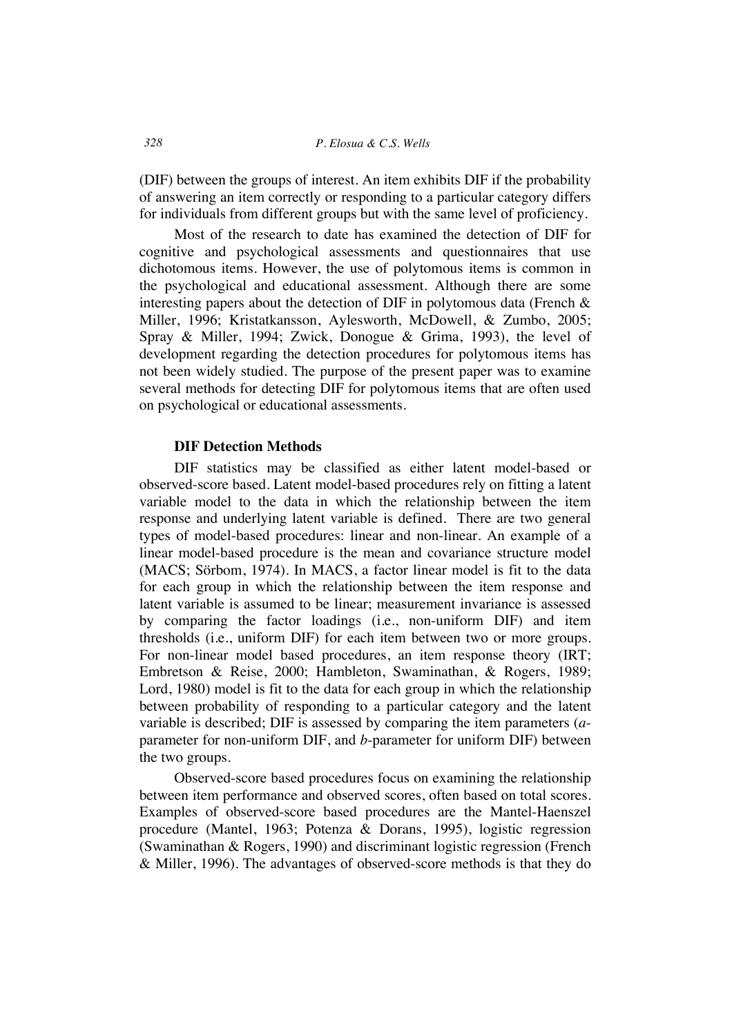(DIF) between the groups of interest. An item exhibits DIF if the probability of answering an item correctly or responding to a particular category differs for individuals from different groups but with the same level of proficiency.

Most of the research to date has examined the detection of DIF for cognitive and psychological assessments and questionnaires that use dichotomous items. However, the use of polytomous items is common in the psychological and educational assessment. Although there are some interesting papers about the detection of DIF in polytomous data (French & Miller, 1996; Kristatkansson, Aylesworth, McDowell, & Zumbo, 2005; Spray & Miller, 1994; Zwick, Donogue & Grima, 1993), the level of development regarding the detection procedures for polytomous items has not been widely studied. The purpose of the present paper was to examine several methods for detecting DIF for polytomous items that are often used on psychological or educational assessments.

### DIF Detection Methods

DIF statistics may be classified as either latent model-based or observed-score based. Latent model-based procedures rely on fitting a latent variable model to the data in which the relationship between the item response and underlying latent variable is defined. There are two general types of model-based procedures: linear and non-linear. An example of a linear model-based procedure is the mean and covariance structure model (MACS; Sörbom, 1974). In MACS, a factor linear model is fit to the data for each group in which the relationship between the item response and latent variable is assumed to be linear; measurement invariance is assessed by comparing the factor loadings (i.e., non-uniform DIF) and item thresholds (i.e., uniform DIF) for each item between two or more groups. For non-linear model based procedures, an item response theory (IRT; Embretson & Reise, 2000; Hambleton, Swaminathan, & Rogers, 1989; Lord, 1980) model is fit to the data for each group in which the relationship between probability of responding to a particular category and the latent variable is described; DIF is assessed by comparing the item parameters (*a*-parameter for non-uniform DIF, and *b*-parameter for uniform DIF) between the two groups.

Observed-score based procedures focus on examining the relationship between item performance and observed scores, often based on total scores. Examples of observed-score based procedures are the Mantel-Haenszel procedure (Mantel, 1963; Potenza & Dorans, 1995), logistic regression (Swaminathan & Rogers, 1990) and discriminant logistic regression (French & Miller, 1996). The advantages of observed-score methods is that they do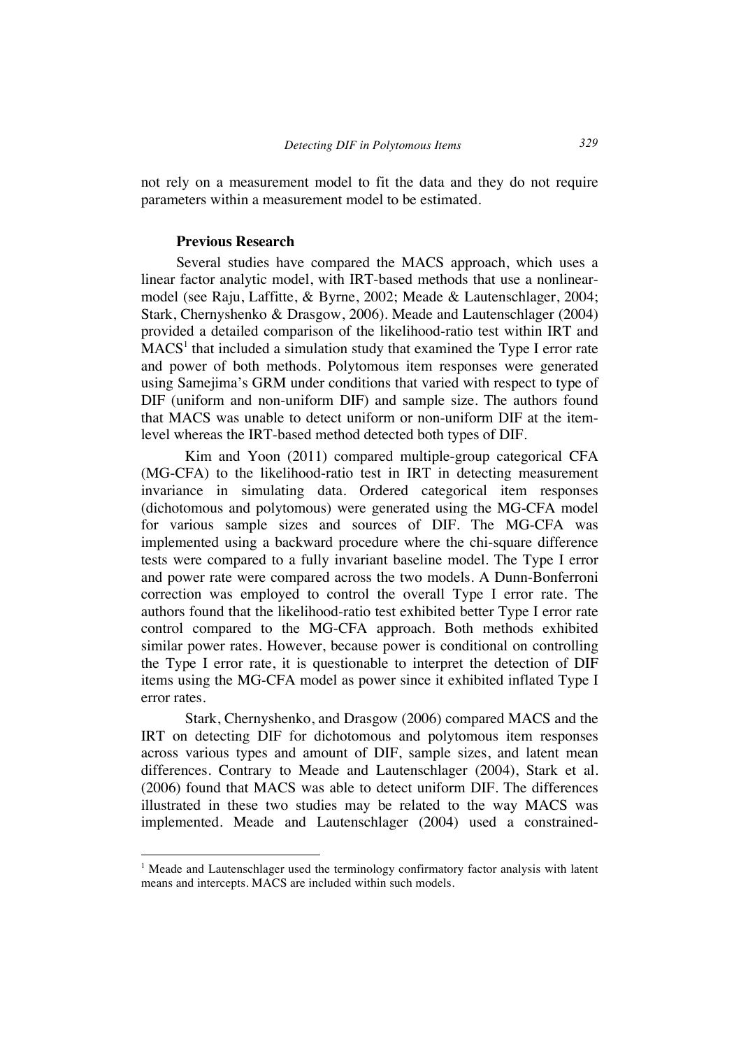not rely on a measurement model to fit the data and they do not require parameters within a measurement model to be estimated.

### Previous Research

Several studies have compared the MACS approach, which uses a linear factor analytic model, with IRT-based methods that use a nonlinear-model (see Raju, Laffitte, & Byrne, 2002; Meade & Lautenschlager, 2004; Stark, Chernyshenko & Drasgow, 2006). Meade and Lautenschlager (2004) provided a detailed comparison of the likelihood-ratio test within IRT and MACS[1] that included a simulation study that examined the Type I error rate and power of both methods. Polytomous item responses were generated using Samejima's GRM under conditions that varied with respect to type of DIF (uniform and non-uniform DIF) and sample size. The authors found that MACS was unable to detect uniform or non-uniform DIF at the item-level whereas the IRT-based method detected both types of DIF.

Kim and Yoon (2011) compared multiple-group categorical CFA (MG-CFA) to the likelihood-ratio test in IRT in detecting measurement invariance in simulating data. Ordered categorical item responses (dichotomous and polytomous) were generated using the MG-CFA model for various sample sizes and sources of DIF. The MG-CFA was implemented using a backward procedure where the chi-square difference tests were compared to a fully invariant baseline model. The Type I error and power rate were compared across the two models. A Dunn-Bonferroni correction was employed to control the overall Type I error rate. The authors found that the likelihood-ratio test exhibited better Type I error rate control compared to the MG-CFA approach. Both methods exhibited similar power rates. However, because power is conditional on controlling the Type I error rate, it is questionable to interpret the detection of DIF items using the MG-CFA model as power since it exhibited inflated Type I error rates.

Stark, Chernyshenko, and Drasgow (2006) compared MACS and the IRT on detecting DIF for dichotomous and polytomous item responses across various types and amount of DIF, sample sizes, and latent mean differences. Contrary to Meade and Lautenschlager (2004), Stark et al. (2006) found that MACS was able to detect uniform DIF. The differences illustrated in these two studies may be related to the way MACS was implemented. Meade and Lautenschlager (2004) used a constrained-

[1] Meade and Lautenschlager used the terminology confirmatory factor analysis with latent means and intercepts. MACS are included within such models.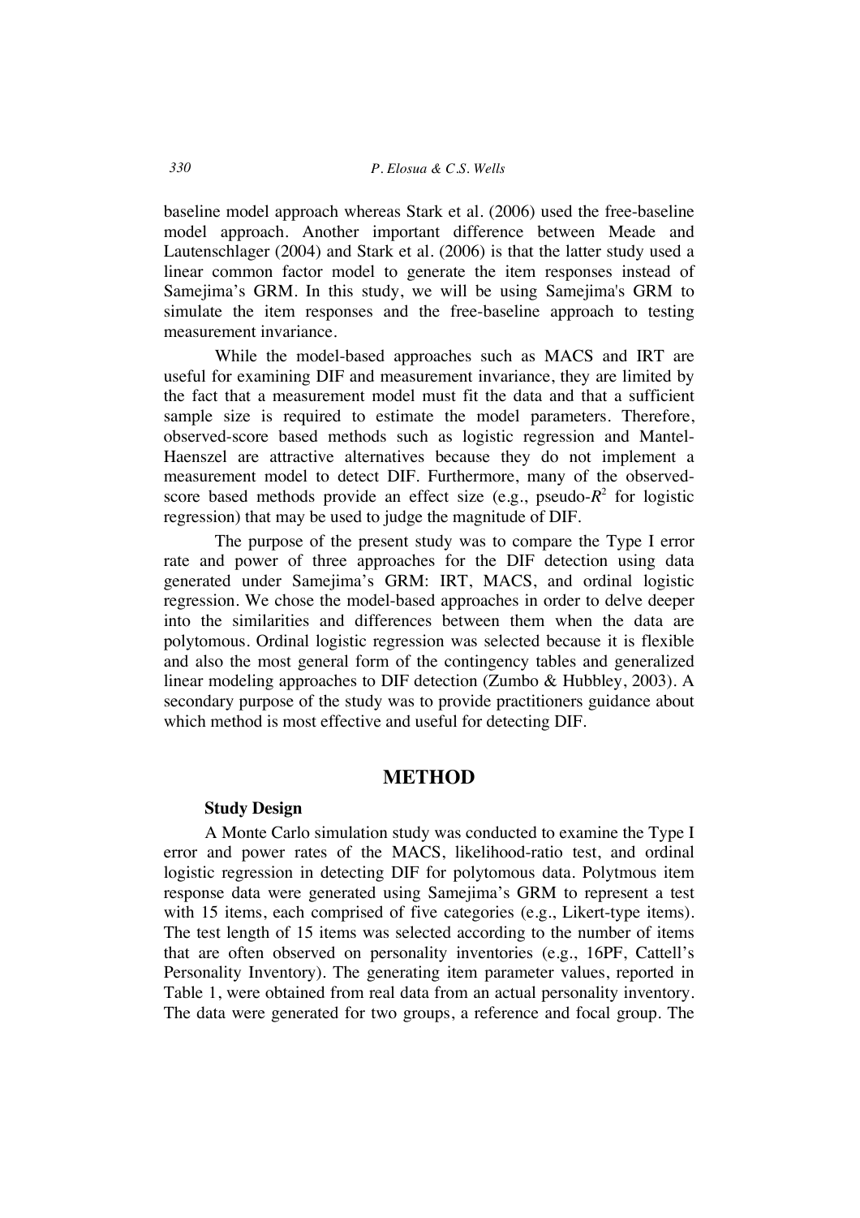baseline model approach whereas Stark et al. (2006) used the free-baseline model approach. Another important difference between Meade and Lautenschlager (2004) and Stark et al. (2006) is that the latter study used a linear common factor model to generate the item responses instead of Samejima's GRM. In this study, we will be using Samejima's GRM to simulate the item responses and the free-baseline approach to testing measurement invariance.

While the model-based approaches such as MACS and IRT are useful for examining DIF and measurement invariance, they are limited by the fact that a measurement model must fit the data and that a sufficient sample size is required to estimate the model parameters. Therefore, observed-score based methods such as logistic regression and Mantel-Haenszel are attractive alternatives because they do not implement a measurement model to detect DIF. Furthermore, many of the observed-score based methods provide an effect size (e.g., pseudo-$R^2$ for logistic regression) that may be used to judge the magnitude of DIF.

The purpose of the present study was to compare the Type I error rate and power of three approaches for the DIF detection using data generated under Samejima's GRM: IRT, MACS, and ordinal logistic regression. We chose the model-based approaches in order to delve deeper into the similarities and differences between them when the data are polytomous. Ordinal logistic regression was selected because it is flexible and also the most general form of the contingency tables and generalized linear modeling approaches to DIF detection (Zumbo & Hubbley, 2003). A secondary purpose of the study was to provide practitioners guidance about which method is most effective and useful for detecting DIF.

## METHOD

### Study Design

A Monte Carlo simulation study was conducted to examine the Type I error and power rates of the MACS, likelihood-ratio test, and ordinal logistic regression in detecting DIF for polytomous data. Polytmous item response data were generated using Samejima's GRM to represent a test with 15 items, each comprised of five categories (e.g., Likert-type items). The test length of 15 items was selected according to the number of items that are often observed on personality inventories (e.g., 16PF, Cattell's Personality Inventory). The generating item parameter values, reported in Table 1, were obtained from real data from an actual personality inventory. The data were generated for two groups, a reference and focal group. The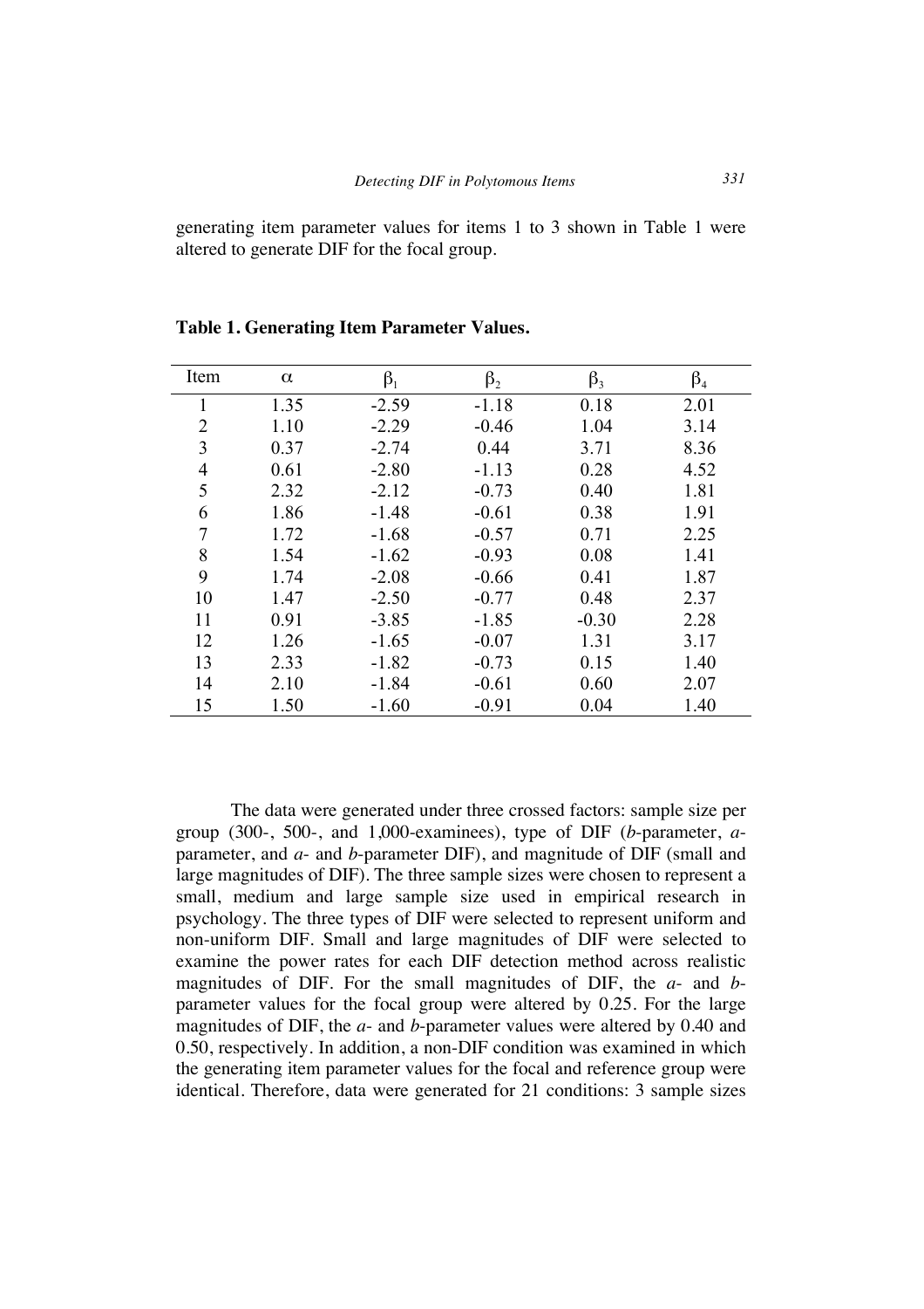generating item parameter values for items 1 to 3 shown in Table 1 were altered to generate DIF for the focal group.

**Table 1. Generating Item Parameter Values.**

| Item | $\alpha$ | $\beta_1$ | $\beta_2$ | $\beta_3$ | $\beta_4$ |
|---|---|---|---|---|---|
| 1 | 1.35 | -2.59 | -1.18 | 0.18 | 2.01 |
| 2 | 1.10 | -2.29 | -0.46 | 1.04 | 3.14 |
| 3 | 0.37 | -2.74 | 0.44 | 3.71 | 8.36 |
| 4 | 0.61 | -2.80 | -1.13 | 0.28 | 4.52 |
| 5 | 2.32 | -2.12 | -0.73 | 0.40 | 1.81 |
| 6 | 1.86 | -1.48 | -0.61 | 0.38 | 1.91 |
| 7 | 1.72 | -1.68 | -0.57 | 0.71 | 2.25 |
| 8 | 1.54 | -1.62 | -0.93 | 0.08 | 1.41 |
| 9 | 1.74 | -2.08 | -0.66 | 0.41 | 1.87 |
| 10 | 1.47 | -2.50 | -0.77 | 0.48 | 2.37 |
| 11 | 0.91 | -3.85 | -1.85 | -0.30 | 2.28 |
| 12 | 1.26 | -1.65 | -0.07 | 1.31 | 3.17 |
| 13 | 2.33 | -1.82 | -0.73 | 0.15 | 1.40 |
| 14 | 2.10 | -1.84 | -0.61 | 0.60 | 2.07 |
| 15 | 1.50 | -1.60 | -0.91 | 0.04 | 1.40 |

The data were generated under three crossed factors: sample size per group (300-, 500-, and 1,000-examinees), type of DIF (*b*-parameter, *a*-parameter, and *a*- and *b*-parameter DIF), and magnitude of DIF (small and large magnitudes of DIF). The three sample sizes were chosen to represent a small, medium and large sample size used in empirical research in psychology. The three types of DIF were selected to represent uniform and non-uniform DIF. Small and large magnitudes of DIF were selected to examine the power rates for each DIF detection method across realistic magnitudes of DIF. For the small magnitudes of DIF, the *a*- and *b*-parameter values for the focal group were altered by 0.25. For the large magnitudes of DIF, the *a*- and *b*-parameter values were altered by 0.40 and 0.50, respectively. In addition, a non-DIF condition was examined in which the generating item parameter values for the focal and reference group were identical. Therefore, data were generated for 21 conditions: 3 sample sizes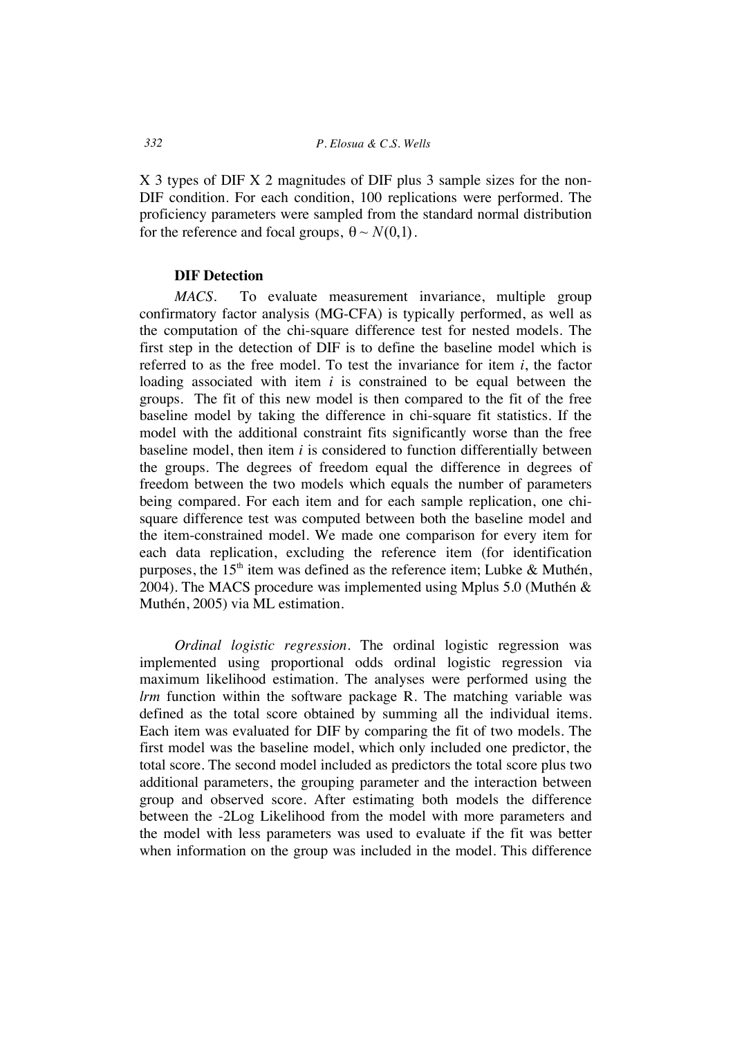X 3 types of DIF X 2 magnitudes of DIF plus 3 sample sizes for the non-DIF condition. For each condition, 100 replications were performed. The proficiency parameters were sampled from the standard normal distribution for the reference and focal groups, $\theta \sim N(0,1)$.

### DIF Detection

*MACS*. To evaluate measurement invariance, multiple group confirmatory factor analysis (MG-CFA) is typically performed, as well as the computation of the chi-square difference test for nested models. The first step in the detection of DIF is to define the baseline model which is referred to as the free model. To test the invariance for item *i*, the factor loading associated with item *i* is constrained to be equal between the groups. The fit of this new model is then compared to the fit of the free baseline model by taking the difference in chi-square fit statistics. If the model with the additional constraint fits significantly worse than the free baseline model, then item *i* is considered to function differentially between the groups. The degrees of freedom equal the difference in degrees of freedom between the two models which equals the number of parameters being compared. For each item and for each sample replication, one chi-square difference test was computed between both the baseline model and the item-constrained model. We made one comparison for every item for each data replication, excluding the reference item (for identification purposes, the $15^{th}$ item was defined as the reference item; Lubke & Muthén, 2004). The MACS procedure was implemented using Mplus 5.0 (Muthén & Muthén, 2005) via ML estimation.

*Ordinal logistic regression*. The ordinal logistic regression was implemented using proportional odds ordinal logistic regression via maximum likelihood estimation. The analyses were performed using the *lrm* function within the software package R. The matching variable was defined as the total score obtained by summing all the individual items. Each item was evaluated for DIF by comparing the fit of two models. The first model was the baseline model, which only included one predictor, the total score. The second model included as predictors the total score plus two additional parameters, the grouping parameter and the interaction between group and observed score. After estimating both models the difference between the -2Log Likelihood from the model with more parameters and the model with less parameters was used to evaluate if the fit was better when information on the group was included in the model. This difference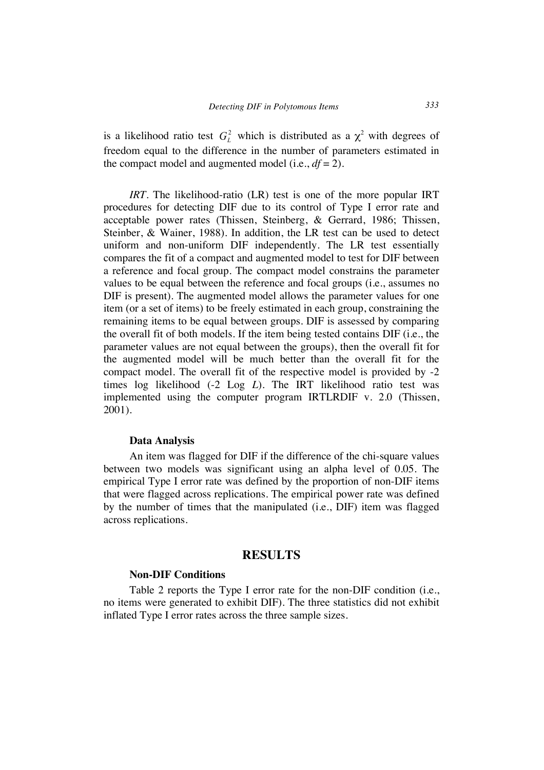is a likelihood ratio test $G_L^2$ which is distributed as a $\chi^2$ with degrees of freedom equal to the difference in the number of parameters estimated in the compact model and augmented model (i.e., $df = 2$).

*IRT*. The likelihood-ratio (LR) test is one of the more popular IRT procedures for detecting DIF due to its control of Type I error rate and acceptable power rates (Thissen, Steinberg, & Gerrard, 1986; Thissen, Steinber, & Wainer, 1988). In addition, the LR test can be used to detect uniform and non-uniform DIF independently. The LR test essentially compares the fit of a compact and augmented model to test for DIF between a reference and focal group. The compact model constrains the parameter values to be equal between the reference and focal groups (i.e., assumes no DIF is present). The augmented model allows the parameter values for one item (or a set of items) to be freely estimated in each group, constraining the remaining items to be equal between groups. DIF is assessed by comparing the overall fit of both models. If the item being tested contains DIF (i.e., the parameter values are not equal between the groups), then the overall fit for the augmented model will be much better than the overall fit for the compact model. The overall fit of the respective model is provided by -2 times log likelihood (-2 Log *L*). The IRT likelihood ratio test was implemented using the computer program IRTLRDIF v. 2.0 (Thissen, 2001).

### Data Analysis

An item was flagged for DIF if the difference of the chi-square values between two models was significant using an alpha level of 0.05. The empirical Type I error rate was defined by the proportion of non-DIF items that were flagged across replications. The empirical power rate was defined by the number of times that the manipulated (i.e., DIF) item was flagged across replications.

## RESULTS

### Non-DIF Conditions

Table 2 reports the Type I error rate for the non-DIF condition (i.e., no items were generated to exhibit DIF). The three statistics did not exhibit inflated Type I error rates across the three sample sizes.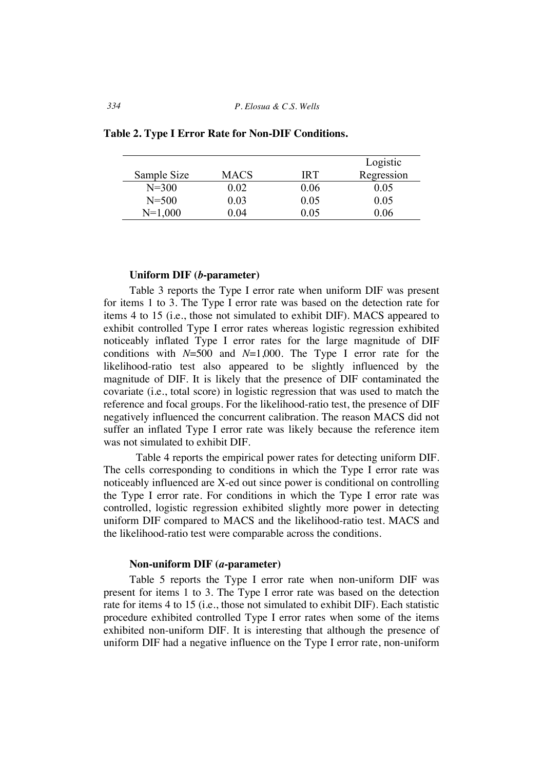**Table 2. Type I Error Rate for Non-DIF Conditions.**

| Sample Size | MACS | IRT | Logistic Regression |
|---|---|---|---|
| N=300 | 0.02 | 0.06 | 0.05 |
| N=500 | 0.03 | 0.05 | 0.05 |
| N=1,000 | 0.04 | 0.05 | 0.06 |

### Uniform DIF (*b*-parameter)

Table 3 reports the Type I error rate when uniform DIF was present for items 1 to 3. The Type I error rate was based on the detection rate for items 4 to 15 (i.e., those not simulated to exhibit DIF). MACS appeared to exhibit controlled Type I error rates whereas logistic regression exhibited noticeably inflated Type I error rates for the large magnitude of DIF conditions with $N$=500 and $N$=1,000. The Type I error rate for the likelihood-ratio test also appeared to be slightly influenced by the magnitude of DIF. It is likely that the presence of DIF contaminated the covariate (i.e., total score) in logistic regression that was used to match the reference and focal groups. For the likelihood-ratio test, the presence of DIF negatively influenced the concurrent calibration. The reason MACS did not suffer an inflated Type I error rate was likely because the reference item was not simulated to exhibit DIF.

Table 4 reports the empirical power rates for detecting uniform DIF. The cells corresponding to conditions in which the Type I error rate was noticeably influenced are X-ed out since power is conditional on controlling the Type I error rate. For conditions in which the Type I error rate was controlled, logistic regression exhibited slightly more power in detecting uniform DIF compared to MACS and the likelihood-ratio test. MACS and the likelihood-ratio test were comparable across the conditions.

### Non-uniform DIF (*a*-parameter)

Table 5 reports the Type I error rate when non-uniform DIF was present for items 1 to 3. The Type I error rate was based on the detection rate for items 4 to 15 (i.e., those not simulated to exhibit DIF). Each statistic procedure exhibited controlled Type I error rates when some of the items exhibited non-uniform DIF. It is interesting that although the presence of uniform DIF had a negative influence on the Type I error rate, non-uniform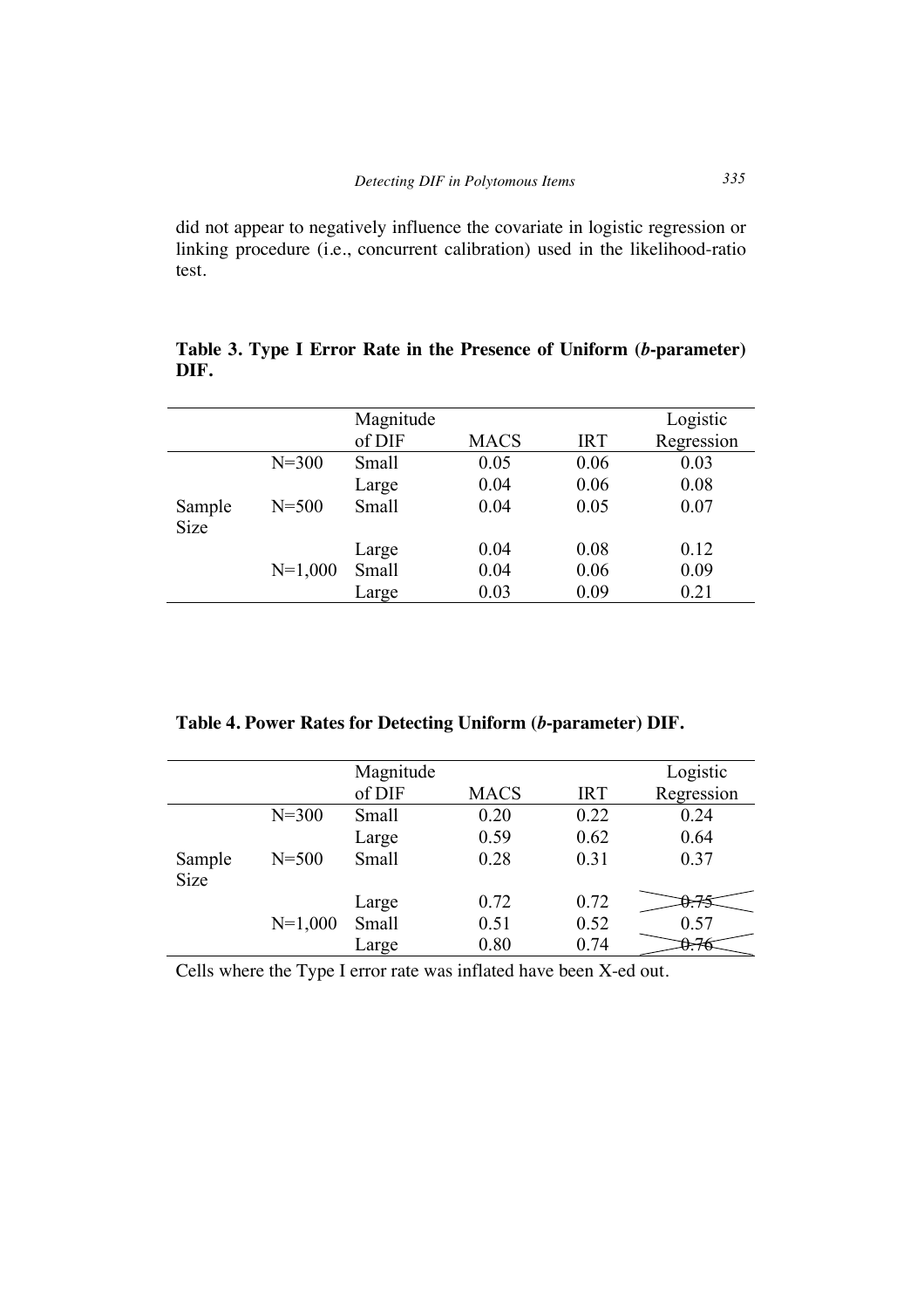did not appear to negatively influence the covariate in logistic regression or linking procedure (i.e., concurrent calibration) used in the likelihood-ratio test.

**Table 3. Type I Error Rate in the Presence of Uniform (*b*-parameter) DIF.**

| | | Magnitude of DIF | MACS | IRT | Logistic Regression |
|---|---|---|---|---|---|
| Sample Size | N=300 | Small | 0.05 | 0.06 | 0.03 |
| | | Large | 0.04 | 0.06 | 0.08 |
| | N=500 | Small | 0.04 | 0.05 | 0.07 |
| | | Large | 0.04 | 0.08 | 0.12 |
| | N=1,000 | Small | 0.04 | 0.06 | 0.09 |
| | | Large | 0.03 | 0.09 | 0.21 |

**Table 4. Power Rates for Detecting Uniform (*b*-parameter) DIF.**

| | | Magnitude of DIF | MACS | IRT | Logistic Regression |
|---|---|---|---|---|---|
| Sample Size | N=300 | Small | 0.20 | 0.22 | 0.24 |
| | | Large | 0.59 | 0.62 | 0.64 |
| | N=500 | Small | 0.28 | 0.31 | 0.37 |
| | | Large | 0.72 | 0.72 | ~~0.75~~ |
| | N=1,000 | Small | 0.51 | 0.52 | 0.57 |
| | | Large | 0.80 | 0.74 | ~~0.76~~ |

Cells where the Type I error rate was inflated have been X-ed out.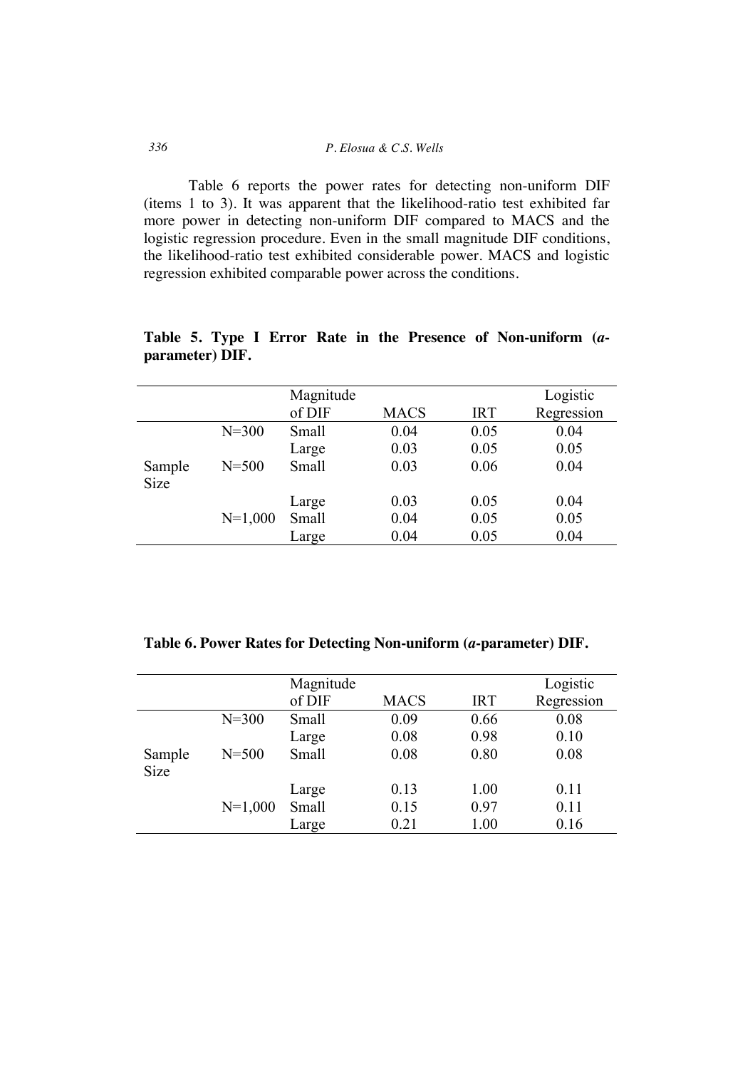Table 6 reports the power rates for detecting non-uniform DIF (items 1 to 3). It was apparent that the likelihood-ratio test exhibited far more power in detecting non-uniform DIF compared to MACS and the logistic regression procedure. Even in the small magnitude DIF conditions, the likelihood-ratio test exhibited considerable power. MACS and logistic regression exhibited comparable power across the conditions.

**Table 5. Type I Error Rate in the Presence of Non-uniform (*a*-parameter) DIF.**

| | | Magnitude of DIF | MACS | IRT | Logistic Regression |
|---|---|---|---|---|---|
| Sample Size | N=300 | Small | 0.04 | 0.05 | 0.04 |
| | | Large | 0.03 | 0.05 | 0.05 |
| | N=500 | Small | 0.03 | 0.06 | 0.04 |
| | | Large | 0.03 | 0.05 | 0.04 |
| | N=1,000 | Small | 0.04 | 0.05 | 0.05 |
| | | Large | 0.04 | 0.05 | 0.04 |

**Table 6. Power Rates for Detecting Non-uniform (*a*-parameter) DIF.**

| | | Magnitude of DIF | MACS | IRT | Logistic Regression |
|---|---|---|---|---|---|
| Sample Size | N=300 | Small | 0.09 | 0.66 | 0.08 |
| | | Large | 0.08 | 0.98 | 0.10 |
| | N=500 | Small | 0.08 | 0.80 | 0.08 |
| | | Large | 0.13 | 1.00 | 0.11 |
| | N=1,000 | Small | 0.15 | 0.97 | 0.11 |
| | | Large | 0.21 | 1.00 | 0.16 |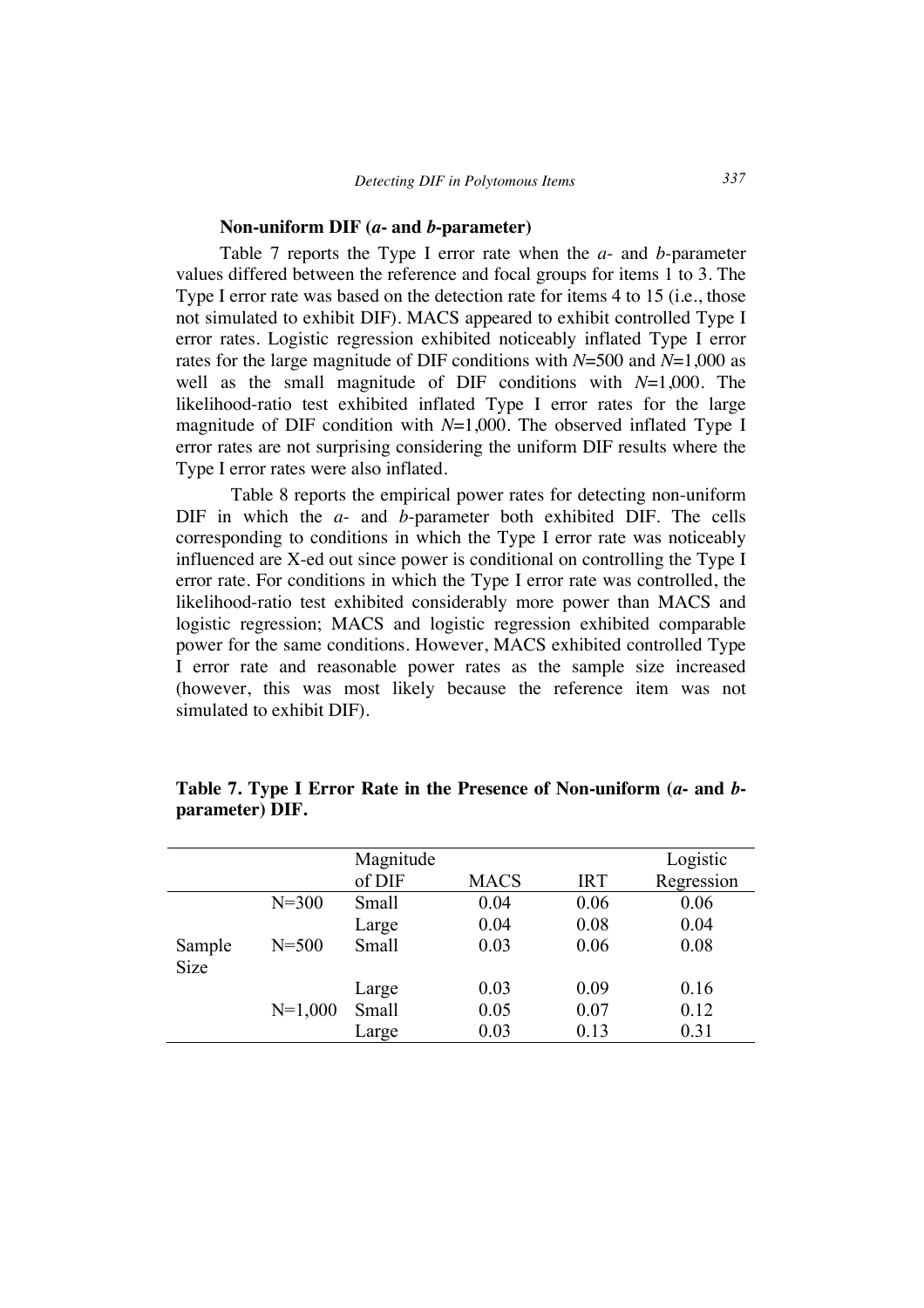### Non-uniform DIF (*a*- and *b*-parameter)

Table 7 reports the Type I error rate when the *a*- and *b*-parameter values differed between the reference and focal groups for items 1 to 3. The Type I error rate was based on the detection rate for items 4 to 15 (i.e., those not simulated to exhibit DIF). MACS appeared to exhibit controlled Type I error rates. Logistic regression exhibited noticeably inflated Type I error rates for the large magnitude of DIF conditions with *N*=500 and *N*=1,000 as well as the small magnitude of DIF conditions with *N*=1,000. The likelihood-ratio test exhibited inflated Type I error rates for the large magnitude of DIF condition with *N*=1,000. The observed inflated Type I error rates are not surprising considering the uniform DIF results where the Type I error rates were also inflated.

Table 8 reports the empirical power rates for detecting non-uniform DIF in which the *a*- and *b*-parameter both exhibited DIF. The cells corresponding to conditions in which the Type I error rate was noticeably influenced are X-ed out since power is conditional on controlling the Type I error rate. For conditions in which the Type I error rate was controlled, the likelihood-ratio test exhibited considerably more power than MACS and logistic regression; MACS and logistic regression exhibited comparable power for the same conditions. However, MACS exhibited controlled Type I error rate and reasonable power rates as the sample size increased (however, this was most likely because the reference item was not simulated to exhibit DIF).

**Table 7. Type I Error Rate in the Presence of Non-uniform (*a*- and *b*-parameter) DIF.**

| | | Magnitude of DIF | MACS | IRT | Logistic Regression |
|---|---|---|---|---|---|
| Sample Size | N=300 | Small | 0.04 | 0.06 | 0.06 |
| | | Large | 0.04 | 0.08 | 0.04 |
| | N=500 | Small | 0.03 | 0.06 | 0.08 |
| | | Large | 0.03 | 0.09 | 0.16 |
| | N=1,000 | Small | 0.05 | 0.07 | 0.12 |
| | | Large | 0.03 | 0.13 | 0.31 |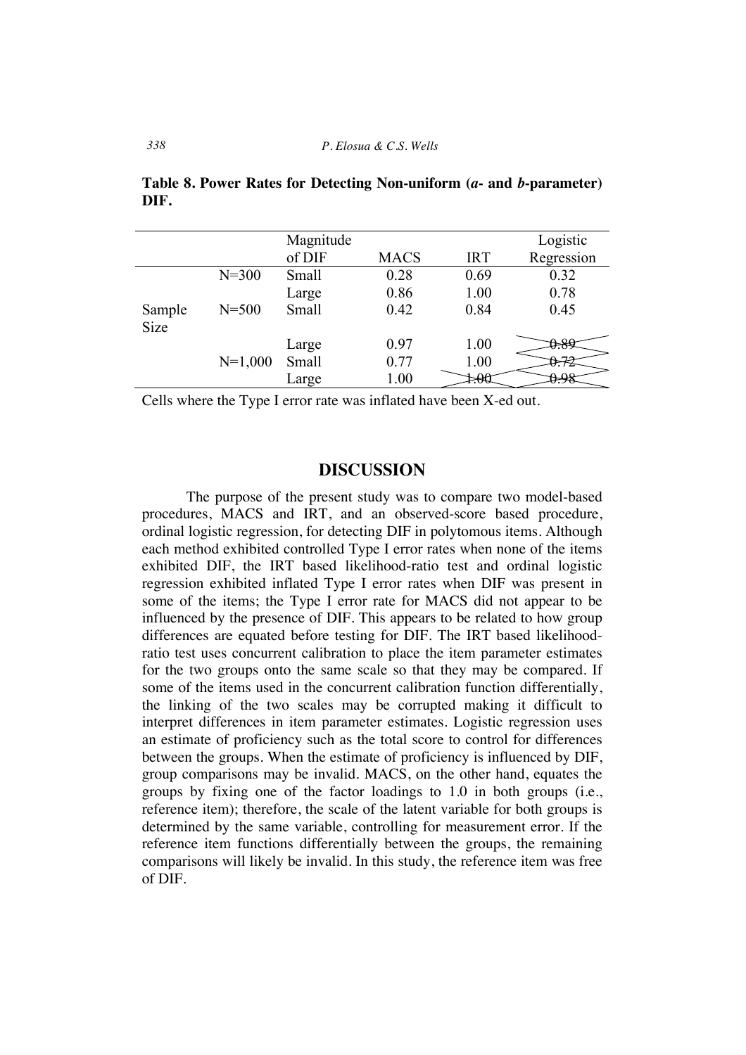**Table 8. Power Rates for Detecting Non-uniform (*a*- and *b*-parameter) DIF.**

| | | Magnitude of DIF | MACS | IRT | Logistic Regression |
|---|---|---|---|---|---|
| Sample Size | N=300 | Small | 0.28 | 0.69 | 0.32 |
| | | Large | 0.86 | 1.00 | 0.78 |
| | N=500 | Small | 0.42 | 0.84 | 0.45 |
| | | Large | 0.97 | 1.00 | ~~0.89~~ |
| | N=1,000 | Small | 0.77 | 1.00 | ~~0.72~~ |
| | | Large | 1.00 | ~~1.00~~ | ~~0.98~~ |

Cells where the Type I error rate was inflated have been X-ed out.

## DISCUSSION

The purpose of the present study was to compare two model-based procedures, MACS and IRT, and an observed-score based procedure, ordinal logistic regression, for detecting DIF in polytomous items. Although each method exhibited controlled Type I error rates when none of the items exhibited DIF, the IRT based likelihood-ratio test and ordinal logistic regression exhibited inflated Type I error rates when DIF was present in some of the items; the Type I error rate for MACS did not appear to be influenced by the presence of DIF. This appears to be related to how group differences are equated before testing for DIF. The IRT based likelihood-ratio test uses concurrent calibration to place the item parameter estimates for the two groups onto the same scale so that they may be compared. If some of the items used in the concurrent calibration function differentially, the linking of the two scales may be corrupted making it difficult to interpret differences in item parameter estimates. Logistic regression uses an estimate of proficiency such as the total score to control for differences between the groups. When the estimate of proficiency is influenced by DIF, group comparisons may be invalid. MACS, on the other hand, equates the groups by fixing one of the factor loadings to 1.0 in both groups (i.e., reference item); therefore, the scale of the latent variable for both groups is determined by the same variable, controlling for measurement error. If the reference item functions differentially between the groups, the remaining comparisons will likely be invalid. In this study, the reference item was free of DIF.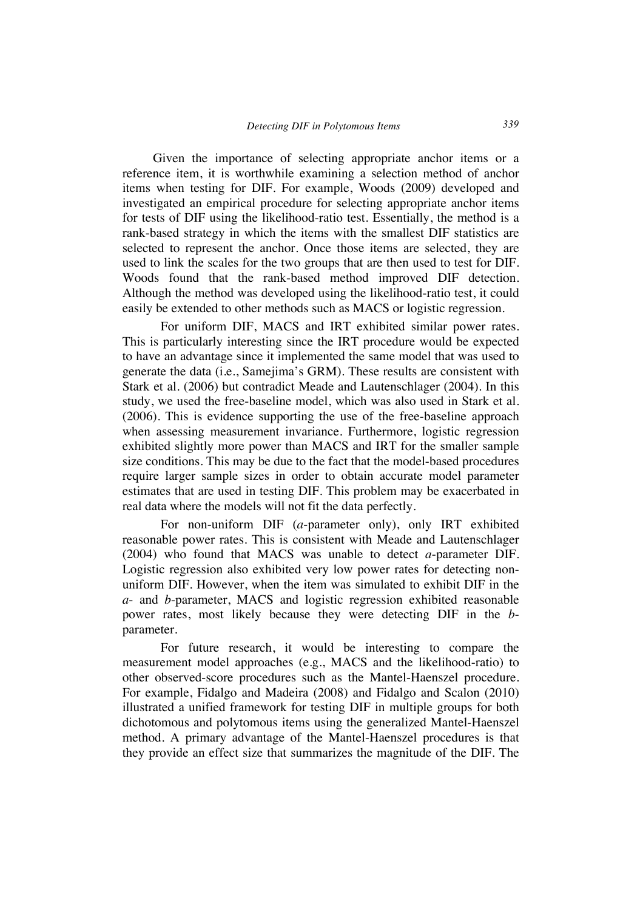Given the importance of selecting appropriate anchor items or a reference item, it is worthwhile examining a selection method of anchor items when testing for DIF. For example, Woods (2009) developed and investigated an empirical procedure for selecting appropriate anchor items for tests of DIF using the likelihood-ratio test. Essentially, the method is a rank-based strategy in which the items with the smallest DIF statistics are selected to represent the anchor. Once those items are selected, they are used to link the scales for the two groups that are then used to test for DIF. Woods found that the rank-based method improved DIF detection. Although the method was developed using the likelihood-ratio test, it could easily be extended to other methods such as MACS or logistic regression.

For uniform DIF, MACS and IRT exhibited similar power rates. This is particularly interesting since the IRT procedure would be expected to have an advantage since it implemented the same model that was used to generate the data (i.e., Samejima's GRM). These results are consistent with Stark et al. (2006) but contradict Meade and Lautenschlager (2004). In this study, we used the free-baseline model, which was also used in Stark et al. (2006). This is evidence supporting the use of the free-baseline approach when assessing measurement invariance. Furthermore, logistic regression exhibited slightly more power than MACS and IRT for the smaller sample size conditions. This may be due to the fact that the model-based procedures require larger sample sizes in order to obtain accurate model parameter estimates that are used in testing DIF. This problem may be exacerbated in real data where the models will not fit the data perfectly.

For non-uniform DIF (*a*-parameter only), only IRT exhibited reasonable power rates. This is consistent with Meade and Lautenschlager (2004) who found that MACS was unable to detect *a*-parameter DIF. Logistic regression also exhibited very low power rates for detecting non-uniform DIF. However, when the item was simulated to exhibit DIF in the *a*- and *b*-parameter, MACS and logistic regression exhibited reasonable power rates, most likely because they were detecting DIF in the *b*-parameter.

For future research, it would be interesting to compare the measurement model approaches (e.g., MACS and the likelihood-ratio) to other observed-score procedures such as the Mantel-Haenszel procedure. For example, Fidalgo and Madeira (2008) and Fidalgo and Scalon (2010) illustrated a unified framework for testing DIF in multiple groups for both dichotomous and polytomous items using the generalized Mantel-Haenszel method. A primary advantage of the Mantel-Haenszel procedures is that they provide an effect size that summarizes the magnitude of the DIF. The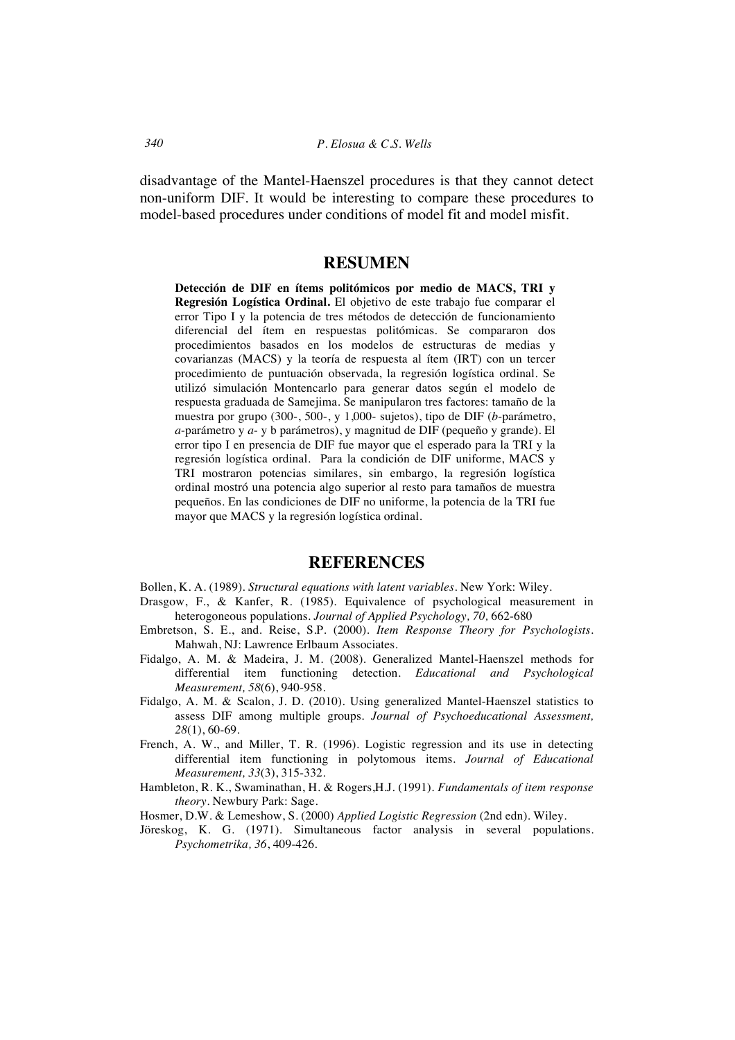disadvantage of the Mantel-Haenszel procedures is that they cannot detect non-uniform DIF. It would be interesting to compare these procedures to model-based procedures under conditions of model fit and model misfit.

## RESUMEN

**Detección de DIF en ítems politómicos por medio de MACS, TRI y Regresión Logística Ordinal.** El objetivo de este trabajo fue comparar el error Tipo I y la potencia de tres métodos de detección de funcionamiento diferencial del ítem en respuestas politómicas. Se compararon dos procedimientos basados en los modelos de estructuras de medias y covarianzas (MACS) y la teoría de respuesta al ítem (IRT) con un tercer procedimiento de puntuación observada, la regresión logística ordinal. Se utilizó simulación Montencarlo para generar datos según el modelo de respuesta graduada de Samejima. Se manipularon tres factores: tamaño de la muestra por grupo (300-, 500-, y 1,000- sujetos), tipo de DIF (*b*-parámetro, *a*-parámetro y *a*- y b parámetros), y magnitud de DIF (pequeño y grande). El error tipo I en presencia de DIF fue mayor que el esperado para la TRI y la regresión logística ordinal. Para la condición de DIF uniforme, MACS y TRI mostraron potencias similares, sin embargo, la regresión logística ordinal mostró una potencia algo superior al resto para tamaños de muestra pequeños. En las condiciones de DIF no uniforme, la potencia de la TRI fue mayor que MACS y la regresión logística ordinal.

## REFERENCES

Bollen, K. A. (1989). *Structural equations with latent variables*. New York: Wiley.

Drasgow, F., & Kanfer, R. (1985). Equivalence of psychological measurement in heterogoneous populations. *Journal of Applied Psychology, 70,* 662-680

Embretson, S. E., and. Reise, S.P. (2000). *Item Response Theory for Psychologists*. Mahwah, NJ: Lawrence Erlbaum Associates.

Fidalgo, A. M. & Madeira, J. M. (2008). Generalized Mantel-Haenszel methods for differential item functioning detection. *Educational and Psychological Measurement, 58*(6), 940-958.

Fidalgo, A. M. & Scalon, J. D. (2010). Using generalized Mantel-Haenszel statistics to assess DIF among multiple groups. *Journal of Psychoeducational Assessment, 28*(1), 60-69.

French, A. W., and Miller, T. R. (1996). Logistic regression and its use in detecting differential item functioning in polytomous items. *Journal of Educational Measurement, 33*(3), 315-332.

Hambleton, R. K., Swaminathan, H. & Rogers,H.J. (1991). *Fundamentals of item response theory*. Newbury Park: Sage.

Hosmer, D.W. & Lemeshow, S. (2000) *Applied Logistic Regression* (2nd edn). Wiley.

Jöreskog, K. G. (1971). Simultaneous factor analysis in several populations. *Psychometrika, 36*, 409-426.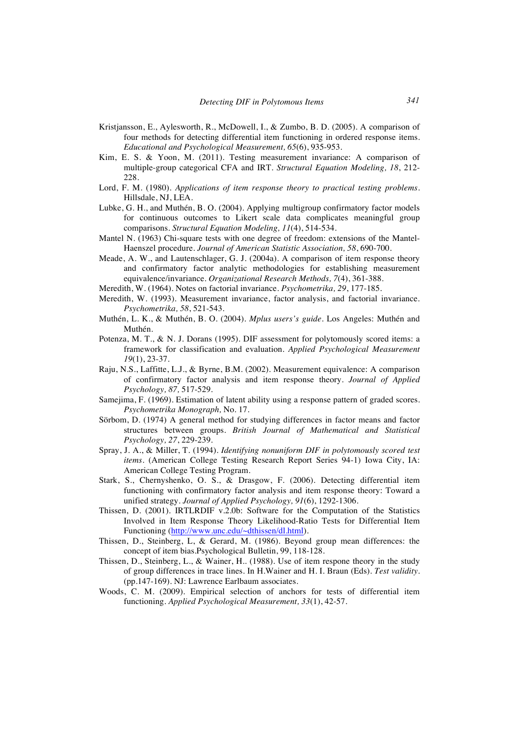Kristjansson, E., Aylesworth, R., McDowell, I., & Zumbo, B. D. (2005). A comparison of four methods for detecting differential item functioning in ordered response items. *Educational and Psychological Measurement, 65*(6), 935-953.

Kim, E. S. & Yoon, M. (2011). Testing measurement invariance: A comparison of multiple-group categorical CFA and IRT. *Structural Equation Modeling, 18*, 212-228.

Lord, F. M. (1980). *Applications of item response theory to practical testing problems*. Hillsdale, NJ, LEA.

Lubke, G. H., and Muthén, B. O. (2004). Applying multigroup confirmatory factor models for continuous outcomes to Likert scale data complicates meaningful group comparisons. *Structural Equation Modeling, 11*(4), 514-534.

Mantel N. (1963) Chi-square tests with one degree of freedom: extensions of the Mantel-Haenszel procedure. *Journal of American Statistic Association, 58*, 690-700.

Meade, A. W., and Lautenschlager, G. J. (2004a). A comparison of item response theory and confirmatory factor analytic methodologies for establishing measurement equivalence/invariance. *Organizational Research Methods, 7*(4), 361-388.

Meredith, W. (1964). Notes on factorial invariance. *Psychometrika, 29*, 177-185.

Meredith, W. (1993). Measurement invariance, factor analysis, and factorial invariance. *Psychometrika, 58*, 521-543.

Muthén, L. K., & Muthén, B. O. (2004). *Mplus users's guide*. Los Angeles: Muthén and Muthén.

Potenza, M. T., & N. J. Dorans (1995). DIF assessment for polytomously scored items: a framework for classification and evaluation. *Applied Psychological Measurement 19*(1), 23-37.

Raju, N.S., Laffitte, L.J., & Byrne, B.M. (2002). Measurement equivalence: A comparison of confirmatory factor analysis and item response theory. *Journal of Applied Psychology, 87,* 517-529.

Samejima, F. (1969). Estimation of latent ability using a response pattern of graded scores. *Psychometrika Monograph,* No. 17.

Sörbom, D. (1974) A general method for studying differences in factor means and factor structures between groups. *British Journal of Mathematical and Statistical Psychology, 27*, 229-239.

Spray, J. A., & Miller, T. (1994). *Identifying nonuniform DIF in polytomously scored test items*. (American College Testing Research Report Series 94-1) Iowa City, IA: American College Testing Program.

Stark, S., Chernyshenko, O. S., & Drasgow, F. (2006). Detecting differential item functioning with confirmatory factor analysis and item response theory: Toward a unified strategy. *Journal of Applied Psychology, 91*(6), 1292-1306.

Thissen, D. (2001). IRTLRDIF v.2.0b: Software for the Computation of the Statistics Involved in Item Response Theory Likelihood-Ratio Tests for Differential Item Functioning (http://www.unc.edu/~dthissen/dl.html).

Thissen, D., Steinberg, L, & Gerard, M. (1986). Beyond group mean differences: the concept of item bias.Psychological Bulletin, 99, 118-128.

Thissen, D., Steinberg, L., & Wainer, H.. (1988). Use of item respone theory in the study of group differences in trace lines. In H.Wainer and H. I. Braun (Eds). *Test validity*. (pp.147-169). NJ: Lawrence Earlbaum associates.

Woods, C. M. (2009). Empirical selection of anchors for tests of differential item functioning. *Applied Psychological Measurement, 33*(1), 42-57.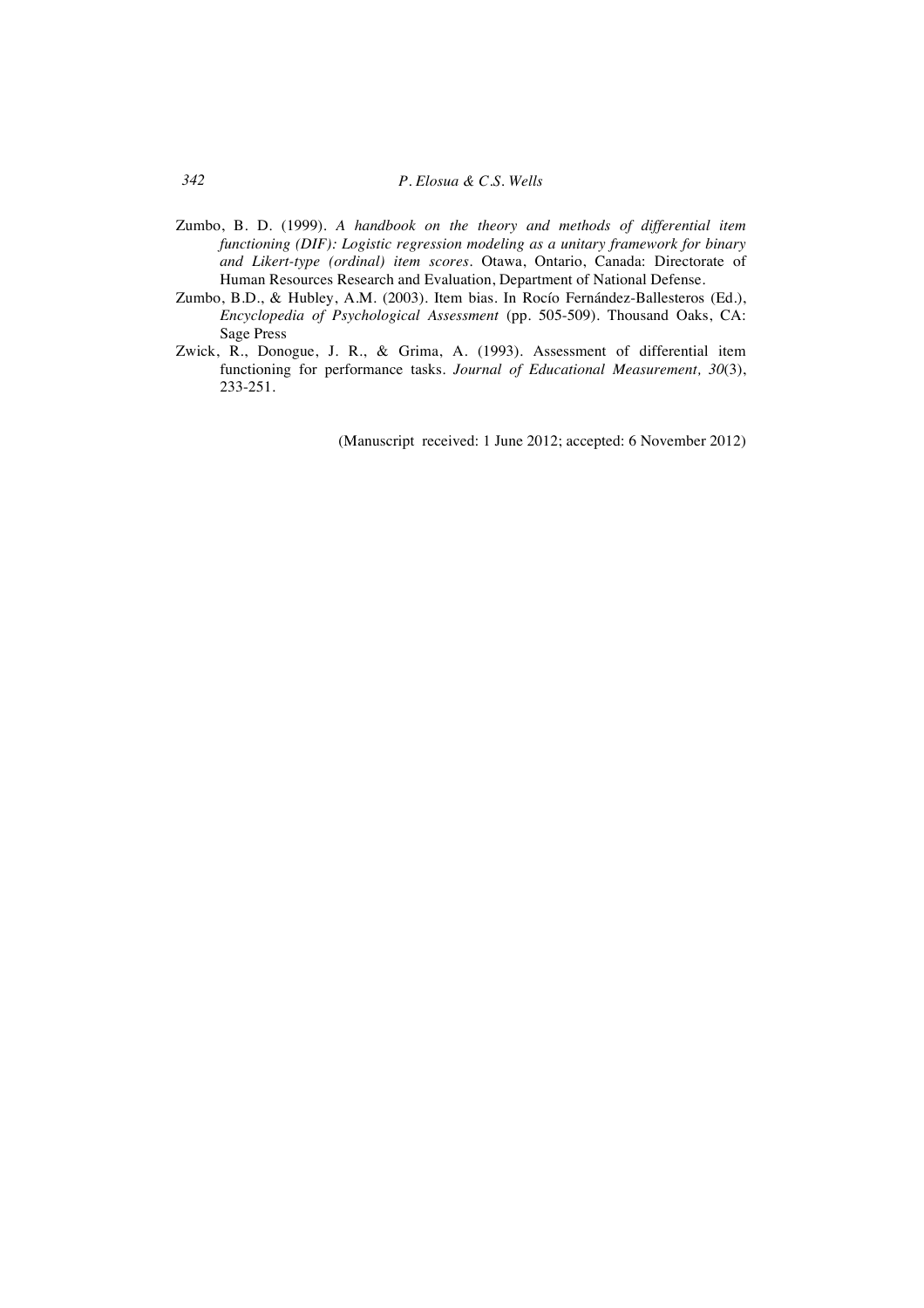Zumbo, B. D. (1999). *A handbook on the theory and methods of differential item functioning (DIF): Logistic regression modeling as a unitary framework for binary and Likert-type (ordinal) item scores*. Otawa, Ontario, Canada: Directorate of Human Resources Research and Evaluation, Department of National Defense.

Zumbo, B.D., & Hubley, A.M. (2003). Item bias. In Rocío Fernández-Ballesteros (Ed.), *Encyclopedia of Psychological Assessment* (pp. 505-509). Thousand Oaks, CA: Sage Press

Zwick, R., Donogue, J. R., & Grima, A. (1993). Assessment of differential item functioning for performance tasks. *Journal of Educational Measurement, 30*(3), 233-251.

(Manuscript received: 1 June 2012; accepted: 6 November 2012)